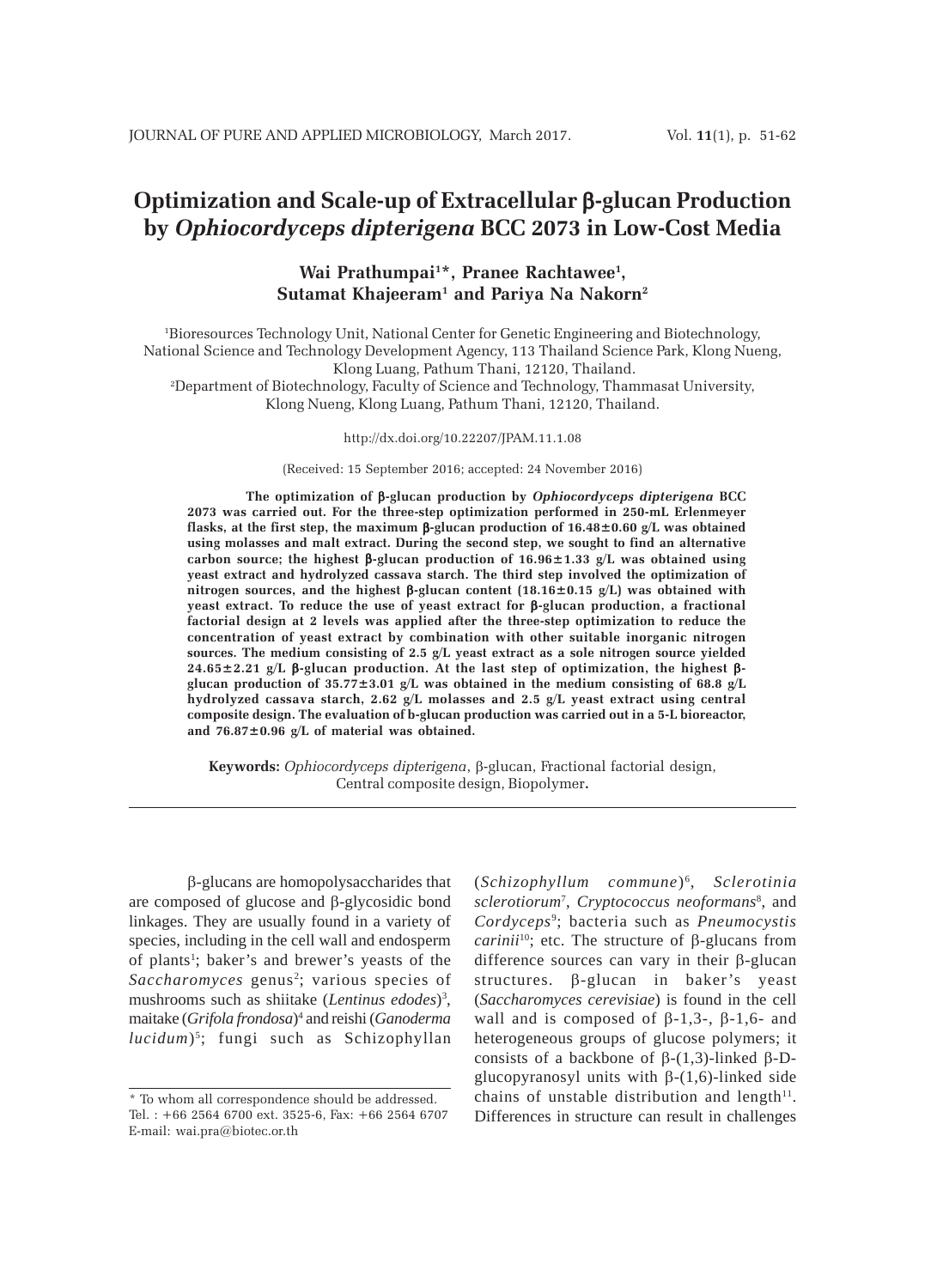# Optimization and Scale-up of Extracellular β-glucan Production by *Ophiocordyceps dipterigena* BCC 2073 in Low-Cost Media

**Wai Prathumpai[1]*, Pranee Rachtawee[1], Sutamat Khajeeram[1] and Pariya Na Nakorn[2]**

[1]Bioresources Technology Unit, National Center for Genetic Engineering and Biotechnology, National Science and Technology Development Agency, 113 Thailand Science Park, Klong Nueng, Klong Luang, Pathum Thani, 12120, Thailand.
[2]Department of Biotechnology, Faculty of Science and Technology, Thammasat University, Klong Nueng, Klong Luang, Pathum Thani, 12120, Thailand.

http://dx.doi.org/10.22207/JPAM.11.1.08

(Received: 15 September 2016; accepted: 24 November 2016)

**The optimization of β-glucan production by *Ophiocordyceps dipterigena* BCC 2073 was carried out. For the three-step optimization performed in 250-mL Erlenmeyer flasks, at the first step, the maximum β-glucan production of 16.48±0.60 g/L was obtained using molasses and malt extract. During the second step, we sought to find an alternative carbon source; the highest β-glucan production of 16.96±1.33 g/L was obtained using yeast extract and hydrolyzed cassava starch. The third step involved the optimization of nitrogen sources, and the highest β-glucan content (18.16±0.15 g/L) was obtained with yeast extract. To reduce the use of yeast extract for β-glucan production, a fractional factorial design at 2 levels was applied after the three-step optimization to reduce the concentration of yeast extract by combination with other suitable inorganic nitrogen sources. The medium consisting of 2.5 g/L yeast extract as a sole nitrogen source yielded 24.65±2.21 g/L β-glucan production. At the last step of optimization, the highest β-glucan production of 35.77±3.01 g/L was obtained in the medium consisting of 68.8 g/L hydrolyzed cassava starch, 2.62 g/L molasses and 2.5 g/L yeast extract using central composite design. The evaluation of b-glucan production was carried out in a 5-L bioreactor, and 76.87±0.96 g/L of material was obtained.**

**Keywords:** *Ophiocordyceps dipterigena*, β-glucan, Fractional factorial design, Central composite design, Biopolymer**.**

---

β-glucans are homopolysaccharides that are composed of glucose and β-glycosidic bond linkages. They are usually found in a variety of species, including in the cell wall and endosperm of plants[1]; baker's and brewer's yeasts of the *Saccharomyces* genus[2]; various species of mushrooms such as shiitake (*Lentinus edodes*)[3], maitake (*Grifola frondosa*)[4] and reishi (*Ganoderma lucidum*)[5]; fungi such as Schizophyllan (*Schizophyllum commune*)[6], *Sclerotinia sclerotiorum*[7], *Cryptococcus neoformans*[8], and *Cordyceps*[9]; bacteria such as *Pneumocystis carinii*[10]; etc. The structure of β-glucans from difference sources can vary in their β-glucan structures. β-glucan in baker's yeast (*Saccharomyces cerevisiae*) is found in the cell wall and is composed of β-1,3-, β-1,6- and heterogeneous groups of glucose polymers; it consists of a backbone of β-(1,3)-linked β-D-glucopyranosyl units with β-(1,6)-linked side chains of unstable distribution and length[11]. Differences in structure can result in challenges

---

* To whom all correspondence should be addressed.
Tel. : +66 2564 6700 ext. 3525-6, Fax: +66 2564 6707
E-mail: wai.pra@biotec.or.th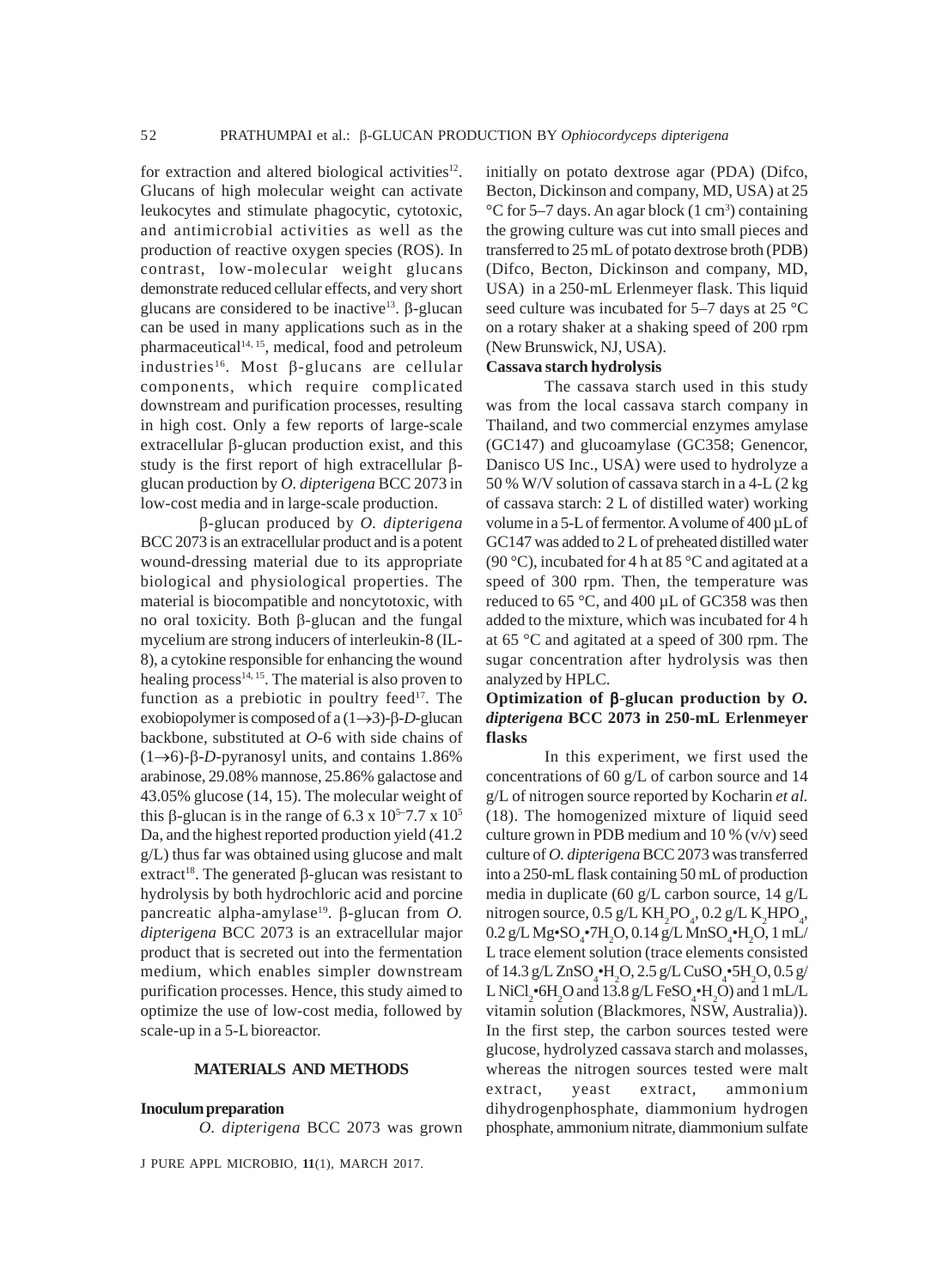for extraction and altered biological activities[12]. Glucans of high molecular weight can activate leukocytes and stimulate phagocytic, cytotoxic, and antimicrobial activities as well as the production of reactive oxygen species (ROS). In contrast, low-molecular weight glucans demonstrate reduced cellular effects, and very short glucans are considered to be inactive[13]. β-glucan can be used in many applications such as in the pharmaceutical[14, 15], medical, food and petroleum industries[16]. Most β-glucans are cellular components, which require complicated downstream and purification processes, resulting in high cost. Only a few reports of large-scale extracellular β-glucan production exist, and this study is the first report of high extracellular β-glucan production by *O. dipterigena* BCC 2073 in low-cost media and in large-scale production.

β-glucan produced by *O. dipterigena* BCC 2073 is an extracellular product and is a potent wound-dressing material due to its appropriate biological and physiological properties. The material is biocompatible and noncytotoxic, with no oral toxicity. Both β-glucan and the fungal mycelium are strong inducers of interleukin-8 (IL-8), a cytokine responsible for enhancing the wound healing process[14, 15]. The material is also proven to function as a prebiotic in poultry feed[17]. The exobiopolymer is composed of a (1→3)-β-*D*-glucan backbone, substituted at *O*-6 with side chains of (1→6)-β-*D*-pyranosyl units, and contains 1.86% arabinose, 29.08% mannose, 25.86% galactose and 43.05% glucose (14, 15). The molecular weight of this β-glucan is in the range of $6.3 \times 10^5$–$7.7 \times 10^5$ Da, and the highest reported production yield (41.2 g/L) thus far was obtained using glucose and malt extract[18]. The generated β-glucan was resistant to hydrolysis by both hydrochloric acid and porcine pancreatic alpha-amylase[19]. β-glucan from *O. dipterigena* BCC 2073 is an extracellular major product that is secreted out into the fermentation medium, which enables simpler downstream purification processes. Hence, this study aimed to optimize the use of low-cost media, followed by scale-up in a 5-L bioreactor.

## MATERIALS AND METHODS

### Inoculum preparation

*O. dipterigena* BCC 2073 was grown initially on potato dextrose agar (PDA) (Difco, Becton, Dickinson and company, MD, USA) at 25 °C for 5–7 days. An agar block (1 $cm^3$) containing the growing culture was cut into small pieces and transferred to 25 mL of potato dextrose broth (PDB) (Difco, Becton, Dickinson and company, MD, USA) in a 250-mL Erlenmeyer flask. This liquid seed culture was incubated for 5–7 days at 25 °C on a rotary shaker at a shaking speed of 200 rpm (New Brunswick, NJ, USA).

### Cassava starch hydrolysis

The cassava starch used in this study was from the local cassava starch company in Thailand, and two commercial enzymes amylase (GC147) and glucoamylase (GC358; Genencor, Danisco US Inc., USA) were used to hydrolyze a 50 % W/V solution of cassava starch in a 4-L (2 kg of cassava starch: 2 L of distilled water) working volume in a 5-L of fermentor. A volume of 400 µL of GC147 was added to 2 L of preheated distilled water (90 °C), incubated for 4 h at 85 °C and agitated at a speed of 300 rpm. Then, the temperature was reduced to 65 °C, and 400 µL of GC358 was then added to the mixture, which was incubated for 4 h at 65 °C and agitated at a speed of 300 rpm. The sugar concentration after hydrolysis was then analyzed by HPLC.

### Optimization of β-glucan production by *O. dipterigena* BCC 2073 in 250-mL Erlenmeyer flasks

In this experiment, we first used the concentrations of 60 g/L of carbon source and 14 g/L of nitrogen source reported by Kocharin *et al.* (18). The homogenized mixture of liquid seed culture grown in PDB medium and 10 % (v/v) seed culture of *O. dipterigena* BCC 2073 was transferred into a 250-mL flask containing 50 mL of production media in duplicate (60 g/L carbon source, 14 g/L nitrogen source, 0.5 g/L $KH_2PO_4$, 0.2 g/L $K_2HPO_4$, 0.2 g/L $MgSO_4•7H_2O$, 0.14 g/L $MnSO_4•H_2O$, 1 mL/L trace element solution (trace elements consisted of 14.3 g/L $ZnSO_4•H_2O$, 2.5 g/L $CuSO_4•5H_2O$, 0.5 g/L $NiCl_2•6H_2O$ and 13.8 g/L $FeSO_4•H_2O$) and 1 mL/L vitamin solution (Blackmores, NSW, Australia)). In the first step, the carbon sources tested were glucose, hydrolyzed cassava starch and molasses, whereas the nitrogen sources tested were malt extract, yeast extract, ammonium dihydrogenphosphate, diammonium hydrogen phosphate, ammonium nitrate, diammonium sulfate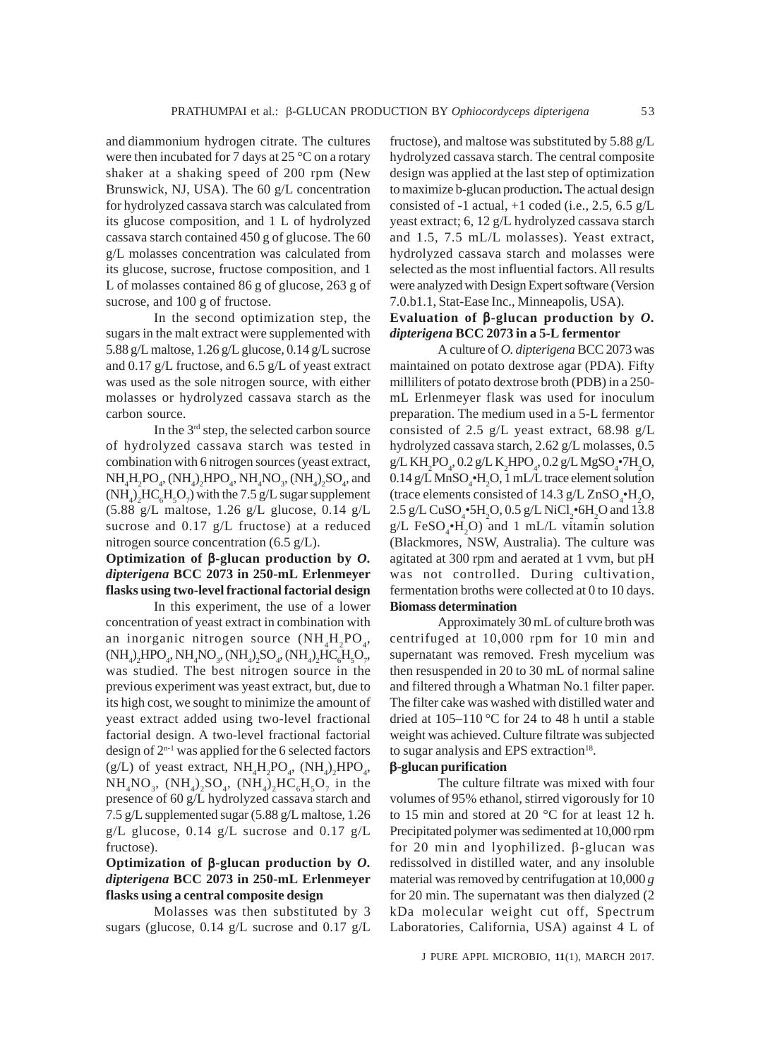and diammonium hydrogen citrate. The cultures were then incubated for 7 days at 25 °C on a rotary shaker at a shaking speed of 200 rpm (New Brunswick, NJ, USA). The 60 g/L concentration for hydrolyzed cassava starch was calculated from its glucose composition, and 1 L of hydrolyzed cassava starch contained 450 g of glucose. The 60 g/L molasses concentration was calculated from its glucose, sucrose, fructose composition, and 1 L of molasses contained 86 g of glucose, 263 g of sucrose, and 100 g of fructose.

In the second optimization step, the sugars in the malt extract were supplemented with 5.88 g/L maltose, 1.26 g/L glucose, 0.14 g/L sucrose and 0.17 g/L fructose, and 6.5 g/L of yeast extract was used as the sole nitrogen source, with either molasses or hydrolyzed cassava starch as the carbon source.

In the 3rd step, the selected carbon source of hydrolyzed cassava starch was tested in combination with 6 nitrogen sources (yeast extract, $NH_4H_2PO_4$, $(NH_4)_2HPO_4$, $NH_4NO_3$, $(NH_4)_2SO_4$, and $(NH_4)_2HC_6H_5O_7$) with the 7.5 g/L sugar supplement (5.88 g/L maltose, 1.26 g/L glucose, 0.14 g/L sucrose and 0.17 g/L fructose) at a reduced nitrogen source concentration (6.5 g/L).

**Optimization of β-glucan production by *O. dipterigena* BCC 2073 in 250-mL Erlenmeyer flasks using two-level fractional factorial design**

In this experiment, the use of a lower concentration of yeast extract in combination with an inorganic nitrogen source ($NH_4H_2PO_4$, $(NH_4)_2HPO_4$, $NH_4NO_3$, $(NH_4)_2SO_4$, $(NH_4)_2HC_6H_5O_7$, was studied. The best nitrogen source in the previous experiment was yeast extract, but, due to its high cost, we sought to minimize the amount of yeast extract added using two-level fractional factorial design. A two-level fractional factorial design of $2^{n-1}$ was applied for the 6 selected factors (g/L) of yeast extract, $NH_4H_2PO_4$, $(NH_4)_2HPO_4$, $NH_4NO_3$, $(NH_4)_2SO_4$, $(NH_4)_2HC_6H_5O_7$ in the presence of 60 g/L hydrolyzed cassava starch and 7.5 g/L supplemented sugar (5.88 g/L maltose, 1.26 g/L glucose, 0.14 g/L sucrose and 0.17 g/L fructose).

**Optimization of β-glucan production by *O. dipterigena* BCC 2073 in 250-mL Erlenmeyer flasks using a central composite design**

Molasses was then substituted by 3 sugars (glucose, 0.14 g/L sucrose and 0.17 g/L fructose), and maltose was substituted by 5.88 g/L hydrolyzed cassava starch. The central composite design was applied at the last step of optimization to maximize b-glucan production**.** The actual design consisted of -1 actual, +1 coded (i.e., 2.5, 6.5 g/L yeast extract; 6, 12 g/L hydrolyzed cassava starch and 1.5, 7.5 mL/L molasses). Yeast extract, hydrolyzed cassava starch and molasses were selected as the most influential factors. All results were analyzed with Design Expert software (Version 7.0.b1.1, Stat-Ease Inc., Minneapolis, USA).

**Evaluation of β-glucan production by *O. dipterigena* BCC 2073 in a 5-L fermentor**

A culture of *O. dipterigena* BCC 2073 was maintained on potato dextrose agar (PDA). Fifty milliliters of potato dextrose broth (PDB) in a 250-mL Erlenmeyer flask was used for inoculum preparation. The medium used in a 5-L fermentor consisted of 2.5 g/L yeast extract, 68.98 g/L hydrolyzed cassava starch, 2.62 g/L molasses, 0.5 g/L $KH_2PO_4$, 0.2 g/L $K_2HPO_4$, 0.2 g/L $MgSO_4$•$7H_2O$, 0.14 g/L $MnSO_4$•$H_2O$, 1 mL/L trace element solution (trace elements consisted of 14.3 g/L $ZnSO_4$•$H_2O$, 2.5 g/L $CuSO_4$•$5H_2O$, 0.5 g/L $NiCl_2$•$6H_2O$ and 13.8 g/L $FeSO_4$•$H_2O$) and 1 mL/L vitamin solution (Blackmores, NSW, Australia). The culture was agitated at 300 rpm and aerated at 1 vvm, but pH was not controlled. During cultivation, fermentation broths were collected at 0 to 10 days.

**Biomass determination**

Approximately 30 mL of culture broth was centrifuged at 10,000 rpm for 10 min and supernatant was removed. Fresh mycelium was then resuspended in 20 to 30 mL of normal saline and filtered through a Whatman No.1 filter paper. The filter cake was washed with distilled water and dried at 105–110 °C for 24 to 48 h until a stable weight was achieved. Culture filtrate was subjected to sugar analysis and EPS extraction[18].

**β-glucan purification**

The culture filtrate was mixed with four volumes of 95% ethanol, stirred vigorously for 10 to 15 min and stored at 20 °C for at least 12 h. Precipitated polymer was sedimented at 10,000 rpm for 20 min and lyophilized. β-glucan was redissolved in distilled water, and any insoluble material was removed by centrifugation at 10,000 *g* for 20 min. The supernatant was then dialyzed (2 kDa molecular weight cut off, Spectrum Laboratories, California, USA) against 4 L of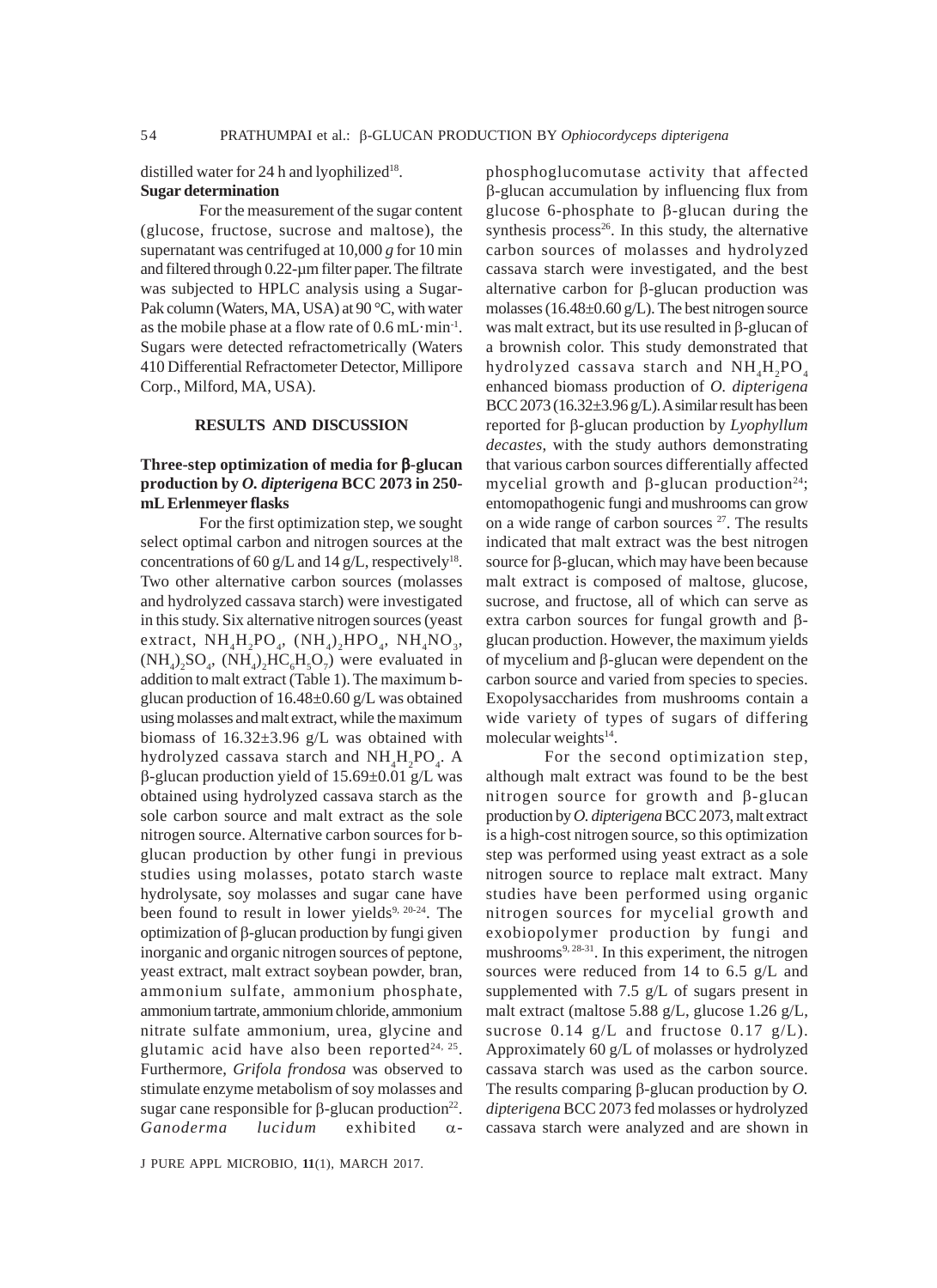distilled water for 24 h and lyophilized[18].

**Sugar determination**

For the measurement of the sugar content (glucose, fructose, sucrose and maltose), the supernatant was centrifuged at 10,000 *g* for 10 min and filtered through 0.22-µm filter paper. The filtrate was subjected to HPLC analysis using a Sugar-Pak column (Waters, MA, USA) at 90 °C, with water as the mobile phase at a flow rate of 0.6 mL·min$^{-1}$. Sugars were detected refractometrically (Waters 410 Differential Refractometer Detector, Millipore Corp., Milford, MA, USA).

## RESULTS AND DISCUSSION

### Three-step optimization of media for β-glucan production by *O. dipterigena* BCC 2073 in 250-mL Erlenmeyer flasks

For the first optimization step, we sought select optimal carbon and nitrogen sources at the concentrations of 60 g/L and 14 g/L, respectively[18]. Two other alternative carbon sources (molasses and hydrolyzed cassava starch) were investigated in this study. Six alternative nitrogen sources (yeast extract, $NH_4H_2PO_4$, $(NH_4)_2HPO_4$, $NH_4NO_3$, $(NH_4)_2SO_4$, $(NH_4)_2HC_6H_5O_7$) were evaluated in addition to malt extract (Table 1). The maximum b-glucan production of 16.48±0.60 g/L was obtained using molasses and malt extract, while the maximum biomass of 16.32±3.96 g/L was obtained with hydrolyzed cassava starch and $NH_4H_2PO_4$. A β-glucan production yield of 15.69±0.01 g/L was obtained using hydrolyzed cassava starch as the sole carbon source and malt extract as the sole nitrogen source. Alternative carbon sources for b-glucan production by other fungi in previous studies using molasses, potato starch waste hydrolysate, soy molasses and sugar cane have been found to result in lower yields[9, 20-24]. The optimization of β-glucan production by fungi given inorganic and organic nitrogen sources of peptone, yeast extract, malt extract soybean powder, bran, ammonium sulfate, ammonium phosphate, ammonium tartrate, ammonium chloride, ammonium nitrate sulfate ammonium, urea, glycine and glutamic acid have also been reported[24, 25]. Furthermore, *Grifola frondosa* was observed to stimulate enzyme metabolism of soy molasses and sugar cane responsible for β-glucan production[22]. *Ganoderma lucidum* exhibited α-phosphoglucomutase activity that affected β-glucan accumulation by influencing flux from glucose 6-phosphate to β-glucan during the synthesis process[26]. In this study, the alternative carbon sources of molasses and hydrolyzed cassava starch were investigated, and the best alternative carbon for β-glucan production was molasses (16.48±0.60 g/L). The best nitrogen source was malt extract, but its use resulted in β-glucan of a brownish color. This study demonstrated that hydrolyzed cassava starch and $NH_4H_2PO_4$ enhanced biomass production of *O. dipterigena* BCC 2073 (16.32±3.96 g/L). A similar result has been reported for β-glucan production by *Lyophyllum decastes*, with the study authors demonstrating that various carbon sources differentially affected mycelial growth and β-glucan production[24]; entomopathogenic fungi and mushrooms can grow on a wide range of carbon sources [27]. The results indicated that malt extract was the best nitrogen source for β-glucan, which may have been because malt extract is composed of maltose, glucose, sucrose, and fructose, all of which can serve as extra carbon sources for fungal growth and β-glucan production. However, the maximum yields of mycelium and β-glucan were dependent on the carbon source and varied from species to species. Exopolysaccharides from mushrooms contain a wide variety of types of sugars of differing molecular weights[14].

For the second optimization step, although malt extract was found to be the best nitrogen source for growth and β-glucan production by *O. dipterigena* BCC 2073, malt extract is a high-cost nitrogen source, so this optimization step was performed using yeast extract as a sole nitrogen source to replace malt extract. Many studies have been performed using organic nitrogen sources for mycelial growth and exobiopolymer production by fungi and mushrooms[9, 28-31]. In this experiment, the nitrogen sources were reduced from 14 to 6.5 g/L and supplemented with 7.5 g/L of sugars present in malt extract (maltose 5.88 g/L, glucose 1.26 g/L, sucrose 0.14 g/L and fructose 0.17 g/L). Approximately 60 g/L of molasses or hydrolyzed cassava starch was used as the carbon source. The results comparing β-glucan production by *O. dipterigena* BCC 2073 fed molasses or hydrolyzed cassava starch were analyzed and are shown in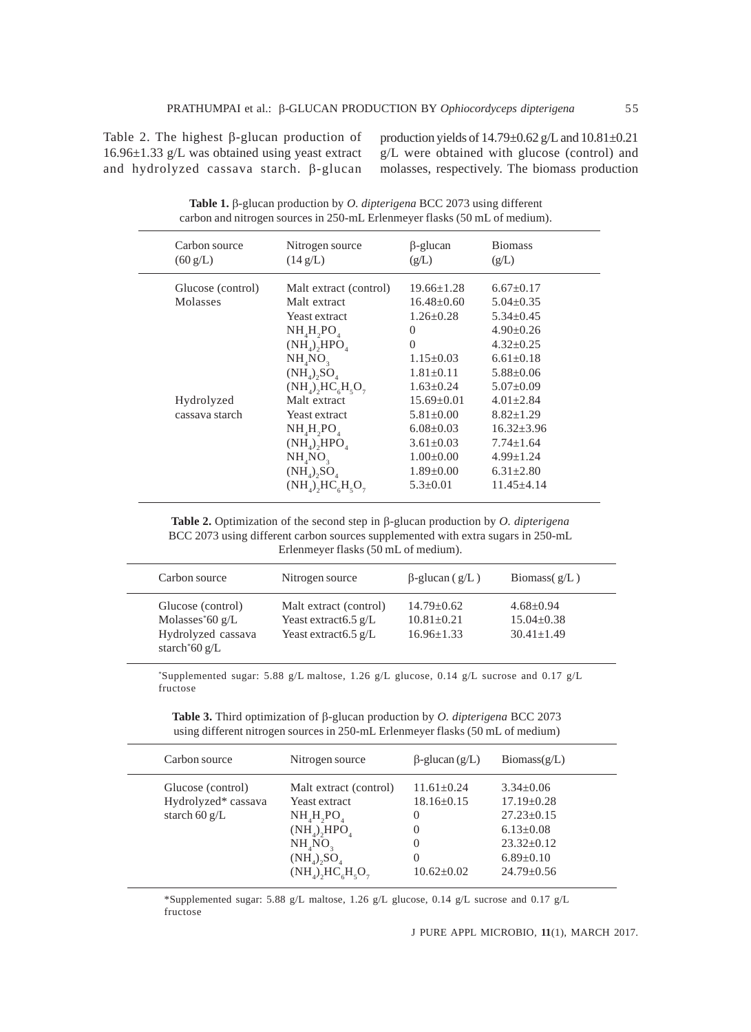Table 2. The highest β-glucan production of 16.96±1.33 g/L was obtained using yeast extract and hydrolyzed cassava starch. β-glucan production yields of 14.79±0.62 g/L and 10.81±0.21 g/L were obtained with glucose (control) and molasses, respectively. The biomass production

**Table 1.** β-glucan production by *O. dipterigena* BCC 2073 using different carbon and nitrogen sources in 250-mL Erlenmeyer flasks (50 mL of medium).

| Carbon source (60 g/L) | Nitrogen source (14 g/L) | β-glucan (g/L) | Biomass (g/L) |
|---|---|---|---|
| Glucose (control) | Malt extract (control) | 19.66±1.28 | 6.67±0.17 |
| Molasses | Malt extract | 16.48±0.60 | 5.04±0.35 |
| | Yeast extract | 1.26±0.28 | 5.34±0.45 |
| | $NH_4H_2PO_4$ | 0 | 4.90±0.26 |
| | $(NH_4)_2HPO_4$ | 0 | 4.32±0.25 |
| | $NH_4NO_3$ | 1.15±0.03 | 6.61±0.18 |
| | $(NH_4)_2SO_4$ | 1.81±0.11 | 5.88±0.06 |
| | $(NH_4)_2HC_6H_5O_7$ | 1.63±0.24 | 5.07±0.09 |
| Hydrolyzed cassava starch | Malt extract | 15.69±0.01 | 4.01±2.84 |
| | Yeast extract | 5.81±0.00 | 8.82±1.29 |
| | $NH_4H_2PO_4$ | 6.08±0.03 | 16.32±3.96 |
| | $(NH_4)_2HPO_4$ | 3.61±0.03 | 7.74±1.64 |
| | $NH_4NO_3$ | 1.00±0.00 | 4.99±1.24 |
| | $(NH_4)_2SO_4$ | 1.89±0.00 | 6.31±2.80 |
| | $(NH_4)_2HC_6H_5O_7$ | 5.3±0.01 | 11.45±4.14 |

**Table 2.** Optimization of the second step in β-glucan production by *O. dipterigena* BCC 2073 using different carbon sources supplemented with extra sugars in 250-mL Erlenmeyer flasks (50 mL of medium).

| Carbon source | Nitrogen source | β-glucan ( g/L ) | Biomass( g/L ) |
|---|---|---|---|
| Glucose (control) | Malt extract (control) | 14.79±0.62 | 4.68±0.94 |
| Molasses* 60 g/L | Yeast extract6.5 g/L | 10.81±0.21 | 15.04±0.38 |
| Hydrolyzed cassava starch* 60 g/L | Yeast extract6.5 g/L | 16.96±1.33 | 30.41±1.49 |

*Supplemented sugar: 5.88 g/L maltose, 1.26 g/L glucose, 0.14 g/L sucrose and 0.17 g/L fructose

**Table 3.** Third optimization of β-glucan production by *O. dipterigena* BCC 2073 using different nitrogen sources in 250-mL Erlenmeyer flasks (50 mL of medium)

| Carbon source | Nitrogen source | β-glucan (g/L) | Biomass(g/L) |
|---|---|---|---|
| Glucose (control) | Malt extract (control) | 11.61±0.24 | 3.34±0.06 |
| Hydrolyzed* cassava starch 60 g/L | Yeast extract | 18.16±0.15 | 17.19±0.28 |
| | $NH_4H_2PO_4$ | 0 | 27.23±0.15 |
| | $(NH_4)_2HPO_4$ | 0 | 6.13±0.08 |
| | $NH_4NO_3$ | 0 | 23.32±0.12 |
| | $(NH_4)_2SO_4$ | 0 | 6.89±0.10 |
| | $(NH_4)_2HC_6H_5O_7$ | 10.62±0.02 | 24.79±0.56 |

*Supplemented sugar: 5.88 g/L maltose, 1.26 g/L glucose, 0.14 g/L sucrose and 0.17 g/L fructose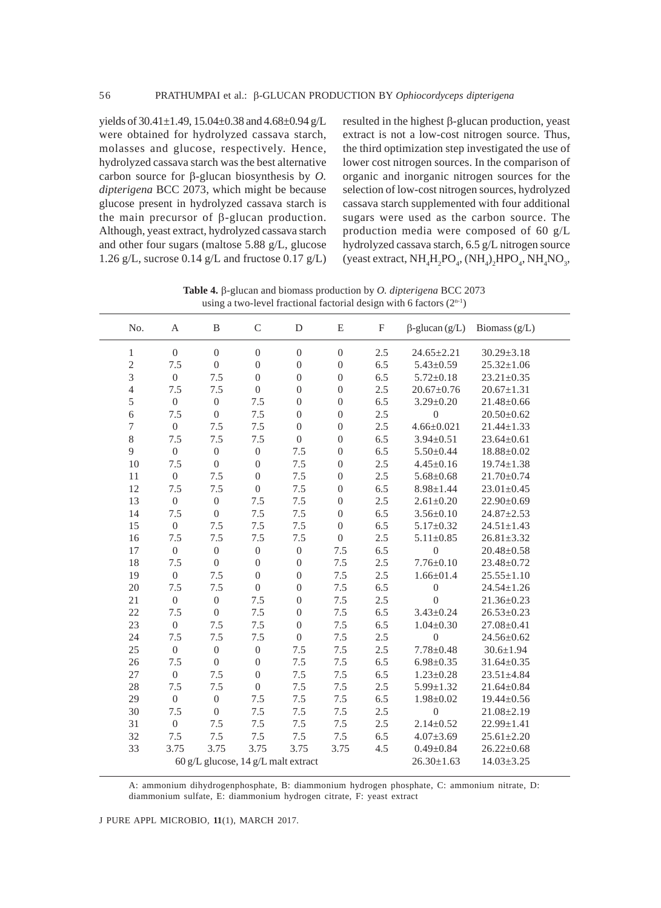yields of 30.41±1.49, 15.04±0.38 and 4.68±0.94 g/L were obtained for hydrolyzed cassava starch, molasses and glucose, respectively. Hence, hydrolyzed cassava starch was the best alternative carbon source for β-glucan biosynthesis by *O. dipterigena* BCC 2073, which might be because glucose present in hydrolyzed cassava starch is the main precursor of β-glucan production. Although, yeast extract, hydrolyzed cassava starch and other four sugars (maltose 5.88 g/L, glucose 1.26 g/L, sucrose 0.14 g/L and fructose 0.17 g/L) resulted in the highest β-glucan production, yeast extract is not a low-cost nitrogen source. Thus, the third optimization step investigated the use of lower cost nitrogen sources. In the comparison of organic and inorganic nitrogen sources for the selection of low-cost nitrogen sources, hydrolyzed cassava starch supplemented with four additional sugars were used as the carbon source. The production media were composed of 60 g/L hydrolyzed cassava starch, 6.5 g/L nitrogen source (yeast extract, $NH_4H_2PO_4$, $(NH_4)_2HPO_4$, $NH_4NO_3$,

**Table 4.** β-glucan and biomass production by *O. dipterigena* BCC 2073 using a two-level fractional factorial design with 6 factors ($2^{n-1}$)

| No. | A | B | C | D | E | F | β-glucan (g/L) | Biomass (g/L) |
|---|---|---|---|---|---|---|---|---|
| 1 | 0 | 0 | 0 | 0 | 0 | 2.5 | 24.65±2.21 | 30.29±3.18 |
| 2 | 7.5 | 0 | 0 | 0 | 0 | 6.5 | 5.43±0.59 | 25.32±1.06 |
| 3 | 0 | 7.5 | 0 | 0 | 0 | 6.5 | 5.72±0.18 | 23.21±0.35 |
| 4 | 7.5 | 7.5 | 0 | 0 | 0 | 2.5 | 20.67±0.76 | 20.67±1.31 |
| 5 | 0 | 0 | 7.5 | 0 | 0 | 6.5 | 3.29±0.20 | 21.48±0.66 |
| 6 | 7.5 | 0 | 7.5 | 0 | 0 | 2.5 | 0 | 20.50±0.62 |
| 7 | 0 | 7.5 | 7.5 | 0 | 0 | 2.5 | 4.66±0.021 | 21.44±1.33 |
| 8 | 7.5 | 7.5 | 7.5 | 0 | 0 | 6.5 | 3.94±0.51 | 23.64±0.61 |
| 9 | 0 | 0 | 0 | 7.5 | 0 | 6.5 | 5.50±0.44 | 18.88±0.02 |
| 10 | 7.5 | 0 | 0 | 7.5 | 0 | 2.5 | 4.45±0.16 | 19.74±1.38 |
| 11 | 0 | 7.5 | 0 | 7.5 | 0 | 2.5 | 5.68±0.68 | 21.70±0.74 |
| 12 | 7.5 | 7.5 | 0 | 7.5 | 0 | 6.5 | 8.98±1.44 | 23.01±0.45 |
| 13 | 0 | 0 | 7.5 | 7.5 | 0 | 2.5 | 2.61±0.20 | 22.90±0.69 |
| 14 | 7.5 | 0 | 7.5 | 7.5 | 0 | 6.5 | 3.56±0.10 | 24.87±2.53 |
| 15 | 0 | 7.5 | 7.5 | 7.5 | 0 | 6.5 | 5.17±0.32 | 24.51±1.43 |
| 16 | 7.5 | 7.5 | 7.5 | 7.5 | 0 | 2.5 | 5.11±0.85 | 26.81±3.32 |
| 17 | 0 | 0 | 0 | 0 | 7.5 | 6.5 | 0 | 20.48±0.58 |
| 18 | 7.5 | 0 | 0 | 0 | 7.5 | 2.5 | 7.76±0.10 | 23.48±0.72 |
| 19 | 0 | 7.5 | 0 | 0 | 7.5 | 2.5 | 1.66±01.4 | 25.55±1.10 |
| 20 | 7.5 | 7.5 | 0 | 0 | 7.5 | 6.5 | 0 | 24.54±1.26 |
| 21 | 0 | 0 | 7.5 | 0 | 7.5 | 2.5 | 0 | 21.36±0.23 |
| 22 | 7.5 | 0 | 7.5 | 0 | 7.5 | 6.5 | 3.43±0.24 | 26.53±0.23 |
| 23 | 0 | 7.5 | 7.5 | 0 | 7.5 | 6.5 | 1.04±0.30 | 27.08±0.41 |
| 24 | 7.5 | 7.5 | 7.5 | 0 | 7.5 | 2.5 | 0 | 24.56±0.62 |
| 25 | 0 | 0 | 0 | 7.5 | 7.5 | 2.5 | 7.78±0.48 | 30.6±1.94 |
| 26 | 7.5 | 0 | 0 | 7.5 | 7.5 | 6.5 | 6.98±0.35 | 31.64±0.35 |
| 27 | 0 | 7.5 | 0 | 7.5 | 7.5 | 6.5 | 1.23±0.28 | 23.51±4.84 |
| 28 | 7.5 | 7.5 | 0 | 7.5 | 7.5 | 2.5 | 5.99±1.32 | 21.64±0.84 |
| 29 | 0 | 0 | 7.5 | 7.5 | 7.5 | 6.5 | 1.98±0.02 | 19.44±0.56 |
| 30 | 7.5 | 0 | 7.5 | 7.5 | 7.5 | 2.5 | 0 | 21.08±2.19 |
| 31 | 0 | 7.5 | 7.5 | 7.5 | 7.5 | 2.5 | 2.14±0.52 | 22.99±1.41 |
| 32 | 7.5 | 7.5 | 7.5 | 7.5 | 7.5 | 6.5 | 4.07±3.69 | 25.61±2.20 |
| 33 | 3.75 | 3.75 | 3.75 | 3.75 | 3.75 | 4.5 | 0.49±0.84 | 26.22±0.68 |
| 60 g/L glucose, 14 g/L malt extract | | | | | | | 26.30±1.63 | 14.03±3.25 |

A: ammonium dihydrogenphosphate, B: diammonium hydrogen phosphate, C: ammonium nitrate, D: diammonium sulfate, E: diammonium hydrogen citrate, F: yeast extract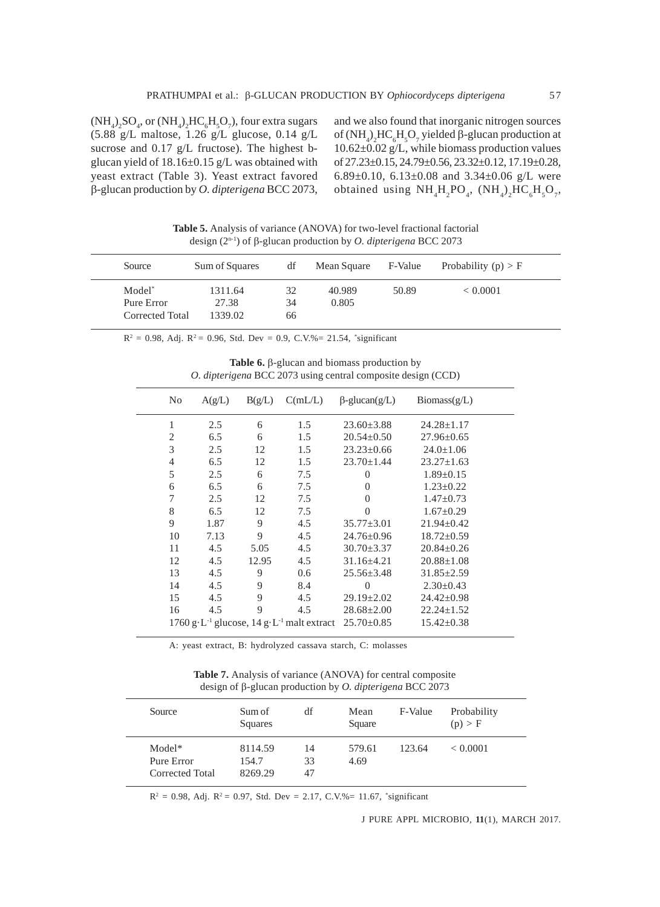$(NH_4)_2SO_4$, or $(NH_4)_2HC_6H_5O_7$), four extra sugars (5.88 g/L maltose, 1.26 g/L glucose, 0.14 g/L sucrose and 0.17 g/L fructose). The highest b-glucan yield of 18.16±0.15 g/L was obtained with yeast extract (Table 3). Yeast extract favored β-glucan production by *O. dipterigena* BCC 2073, and we also found that inorganic nitrogen sources of $(NH_4)_2HC_6H_5O_7$ yielded β-glucan production at 10.62±0.02 g/L, while biomass production values of 27.23±0.15, 24.79±0.56, 23.32±0.12, 17.19±0.28, 6.89±0.10, 6.13±0.08 and 3.34±0.06 g/L were obtained using $NH_4H_2PO_4$, $(NH_4)_2HC_6H_5O_7$,

**Table 5.** Analysis of variance (ANOVA) for two-level fractional factorial design ($2^{n-1}$) of β-glucan production by *O. dipterigena* BCC 2073

| Source | Sum of Squares | df | Mean Square | F-Value | Probability (p) > F |
|---|---|---|---|---|---|
| Model* | 1311.64 | 32 | 40.989 | 50.89 | < 0.0001 |
| Pure Error | 27.38 | 34 | 0.805 | | |
| Corrected Total | 1339.02 | 66 | | | |

$R^2$ = 0.98, Adj. $R^2$ = 0.96, Std. Dev = 0.9, C.V.%= 21.54, *significant

**Table 6.** β-glucan and biomass production by *O. dipterigena* BCC 2073 using central composite design (CCD)

| No | A(g/L) | B(g/L) | C(mL/L) | β-glucan(g/L) | Biomass(g/L) |
|---|---|---|---|---|---|
| 1 | 2.5 | 6 | 1.5 | 23.60±3.88 | 24.28±1.17 |
| 2 | 6.5 | 6 | 1.5 | 20.54±0.50 | 27.96±0.65 |
| 3 | 2.5 | 12 | 1.5 | 23.23±0.66 | 24.0±1.06 |
| 4 | 6.5 | 12 | 1.5 | 23.70±1.44 | 23.27±1.63 |
| 5 | 2.5 | 6 | 7.5 | 0 | 1.89±0.15 |
| 6 | 6.5 | 6 | 7.5 | 0 | 1.23±0.22 |
| 7 | 2.5 | 12 | 7.5 | 0 | 1.47±0.73 |
| 8 | 6.5 | 12 | 7.5 | 0 | 1.67±0.29 |
| 9 | 1.87 | 9 | 4.5 | 35.77±3.01 | 21.94±0.42 |
| 10 | 7.13 | 9 | 4.5 | 24.76±0.96 | 18.72±0.59 |
| 11 | 4.5 | 5.05 | 4.5 | 30.70±3.37 | 20.84±0.26 |
| 12 | 4.5 | 12.95 | 4.5 | 31.16±4.21 | 20.88±1.08 |
| 13 | 4.5 | 9 | 0.6 | 25.56±3.48 | 31.85±2.59 |
| 14 | 4.5 | 9 | 8.4 | 0 | 2.30±0.43 |
| 15 | 4.5 | 9 | 4.5 | 29.19±2.02 | 24.42±0.98 |
| 16 | 4.5 | 9 | 4.5 | 28.68±2.00 | 22.24±1.52 |
| 1760 $g \cdot L^{-1}$ glucose, 14 $g \cdot L^{-1}$ malt extract | | | | 25.70±0.85 | 15.42±0.38 |

A: yeast extract, B: hydrolyzed cassava starch, C: molasses

**Table 7.** Analysis of variance (ANOVA) for central composite design of β-glucan production by *O. dipterigena* BCC 2073

| Source | Sum of Squares | df | Mean Square | F-Value | Probability (p) > F |
|---|---|---|---|---|---|
| Model* | 8114.59 | 14 | 579.61 | 123.64 | < 0.0001 |
| Pure Error | 154.7 | 33 | 4.69 | | |
| Corrected Total | 8269.29 | 47 | | | |

$R^2$ = 0.98, Adj. $R^2$ = 0.97, Std. Dev = 2.17, C.V.%= 11.67, *significant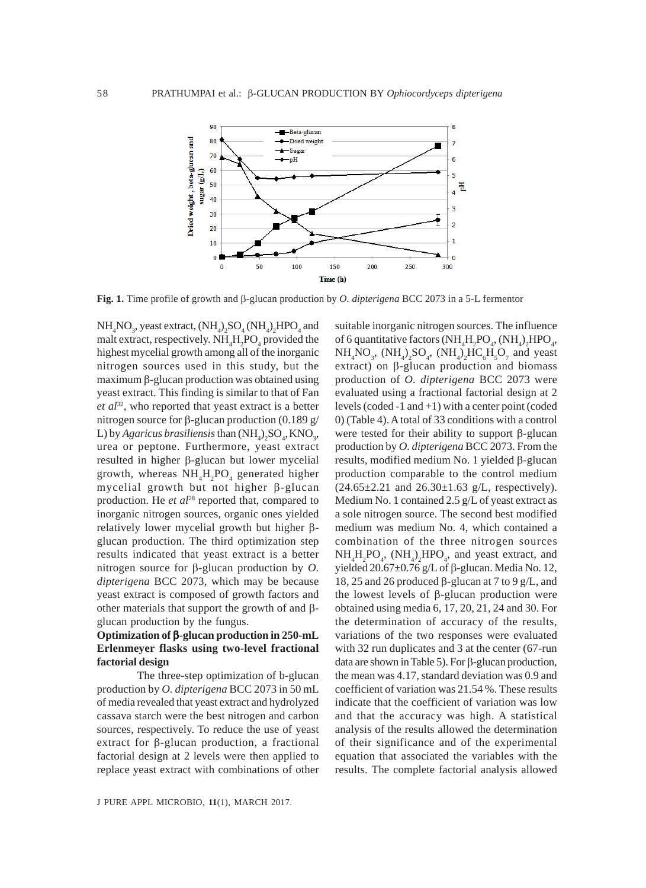**Fig. 1.** Time profile of growth and β-glucan production by *O. dipterigena* BCC 2073 in a 5-L fermentor

$NH_4NO_3$, yeast extract, $(NH_4)_2SO_4$ $(NH_4)_2HPO_4$ and malt extract, respectively. $NH_4H_2PO_4$ provided the highest mycelial growth among all of the inorganic nitrogen sources used in this study, but the maximum β-glucan production was obtained using yeast extract. This finding is similar to that of Fan *et al*[32], who reported that yeast extract is a better nitrogen source for β-glucan production (0.189 g/L) by *Agaricus brasiliensis* than $(NH_4)_2SO_4$, $KNO_3$, urea or peptone. Furthermore, yeast extract resulted in higher β-glucan but lower mycelial growth, whereas $NH_4H_2PO_4$ generated higher mycelial growth but not higher β-glucan production. He *et al*[28] reported that, compared to inorganic nitrogen sources, organic ones yielded relatively lower mycelial growth but higher β-glucan production. The third optimization step results indicated that yeast extract is a better nitrogen source for β-glucan production by *O. dipterigena* BCC 2073, which may be because yeast extract is composed of growth factors and other materials that support the growth of and β-glucan production by the fungus.

**Optimization of β-glucan production in 250-mL Erlenmeyer flasks using two-level fractional factorial design**

The three-step optimization of b-glucan production by *O. dipterigena* BCC 2073 in 50 mL of media revealed that yeast extract and hydrolyzed cassava starch were the best nitrogen and carbon sources, respectively. To reduce the use of yeast extract for β-glucan production, a fractional factorial design at 2 levels were then applied to replace yeast extract with combinations of other suitable inorganic nitrogen sources. The influence of 6 quantitative factors ($NH_4H_2PO_4$, $(NH_4)_2HPO_4$, $NH_4NO_3$, $(NH_4)_2SO_4$, $(NH_4)_2HC_6H_5O_7$ and yeast extract) on β-glucan production and biomass production of *O. dipterigena* BCC 2073 were evaluated using a fractional factorial design at 2 levels (coded -1 and +1) with a center point (coded 0) (Table 4). A total of 33 conditions with a control were tested for their ability to support β-glucan production by *O. dipterigena* BCC 2073. From the results, modified medium No. 1 yielded β-glucan production comparable to the control medium (24.65±2.21 and 26.30±1.63 g/L, respectively). Medium No. 1 contained 2.5 g/L of yeast extract as a sole nitrogen source. The second best modified medium was medium No. 4, which contained a combination of the three nitrogen sources $NH_4H_2PO_4$, $(NH_4)_2HPO_4$, and yeast extract, and yielded 20.67±0.76 g/L of β-glucan. Media No. 12, 18, 25 and 26 produced β-glucan at 7 to 9 g/L, and the lowest levels of β-glucan production were obtained using media 6, 17, 20, 21, 24 and 30. For the determination of accuracy of the results, variations of the two responses were evaluated with 32 run duplicates and 3 at the center (67-run data are shown in Table 5). For β-glucan production, the mean was 4.17, standard deviation was 0.9 and coefficient of variation was 21.54 %. These results indicate that the coefficient of variation was low and that the accuracy was high. A statistical analysis of the results allowed the determination of their significance and of the experimental equation that associated the variables with the results. The complete factorial analysis allowed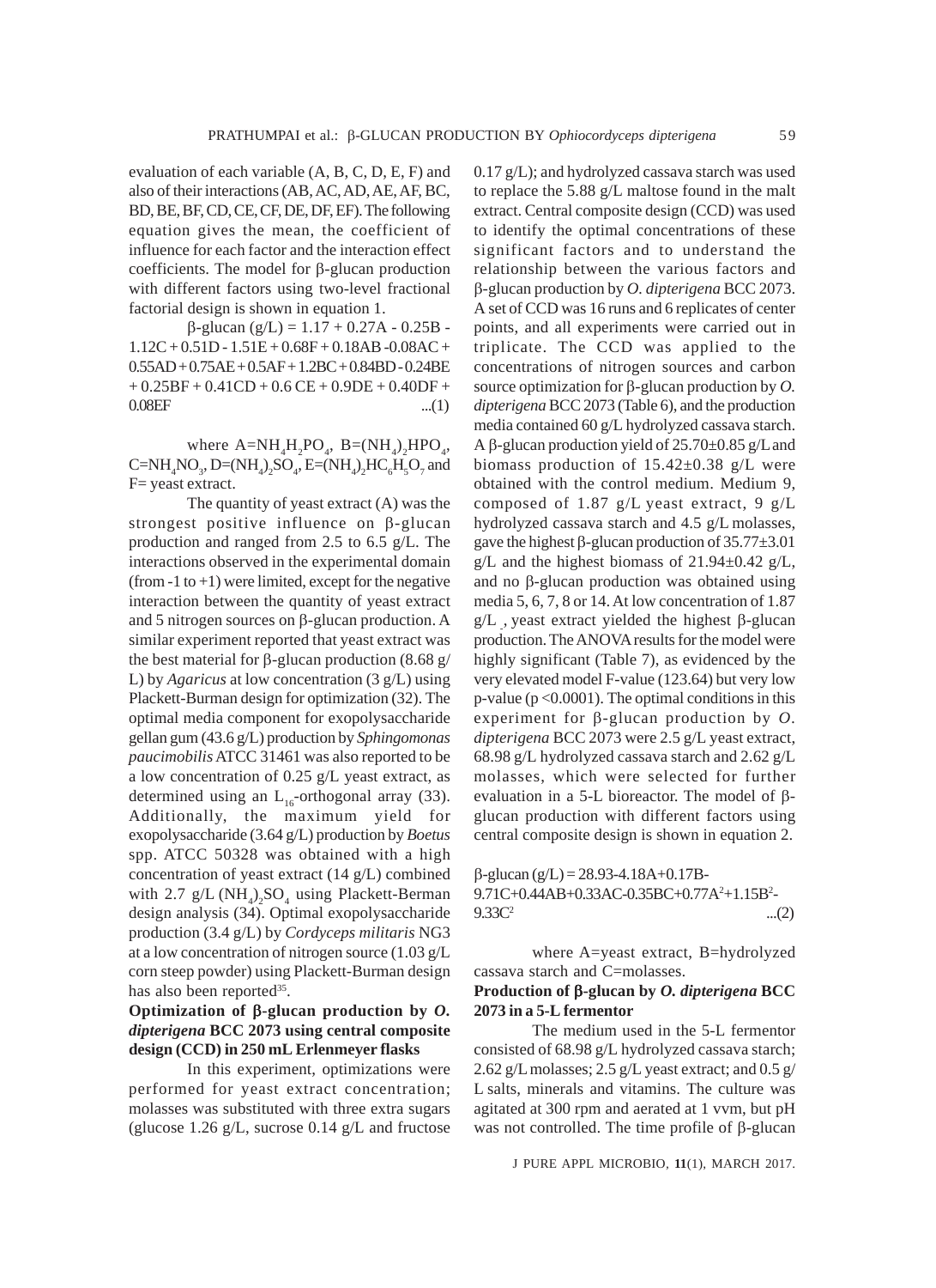evaluation of each variable (A, B, C, D, E, F) and also of their interactions (AB, AC, AD, AE, AF, BC, BD, BE, BF, CD, CE, CF, DE, DF, EF). The following equation gives the mean, the coefficient of influence for each factor and the interaction effect coefficients. The model for β-glucan production with different factors using two-level fractional factorial design is shown in equation 1.

$$\beta\text{-glucan (g/L)} = 1.17 + 0.27A - 0.25B - 1.12C + 0.51D - 1.51E + 0.68F + 0.18AB - 0.08AC + 0.55AD + 0.75AE + 0.5AF + 1.2BC + 0.84BD - 0.24BE + 0.25BF + 0.41CD + 0.6\,CE + 0.9DE + 0.40DF + 0.08EF \quad ...(1)$$

where $A = NH_4H_2PO_4$, $B = (NH_4)_2HPO_4$, $C = NH_4NO_3$, $D = (NH_4)_2SO_4$, $E = (NH_4)_2HC_6H_5O_7$ and F= yeast extract.

The quantity of yeast extract (A) was the strongest positive influence on β-glucan production and ranged from 2.5 to 6.5 g/L. The interactions observed in the experimental domain (from -1 to +1) were limited, except for the negative interaction between the quantity of yeast extract and 5 nitrogen sources on β-glucan production. A similar experiment reported that yeast extract was the best material for β-glucan production (8.68 g/L) by *Agaricus* at low concentration (3 g/L) using Plackett-Burman design for optimization (32). The optimal media component for exopolysaccharide gellan gum (43.6 g/L) production by *Sphingomonas paucimobilis* ATCC 31461 was also reported to be a low concentration of 0.25 g/L yeast extract, as determined using an $L_{16}$-orthogonal array (33). Additionally, the maximum yield for exopolysaccharide (3.64 g/L) production by *Boetus* spp. ATCC 50328 was obtained with a high concentration of yeast extract (14 g/L) combined with 2.7 g/L $(NH_4)_2SO_4$ using Plackett-Berman design analysis (34). Optimal exopolysaccharide production (3.4 g/L) by *Cordyceps militaris* NG3 at a low concentration of nitrogen source (1.03 g/L corn steep powder) using Plackett-Burman design has also been reported[35].

**Optimization of β-glucan production by *O. dipterigena* BCC 2073 using central composite design (CCD) in 250 mL Erlenmeyer flasks**

In this experiment, optimizations were performed for yeast extract concentration; molasses was substituted with three extra sugars (glucose 1.26 g/L, sucrose 0.14 g/L and fructose 0.17 g/L); and hydrolyzed cassava starch was used to replace the 5.88 g/L maltose found in the malt extract. Central composite design (CCD) was used to identify the optimal concentrations of these significant factors and to understand the relationship between the various factors and β-glucan production by *O. dipterigena* BCC 2073. A set of CCD was 16 runs and 6 replicates of center points, and all experiments were carried out in triplicate. The CCD was applied to the concentrations of nitrogen sources and carbon source optimization for β-glucan production by *O. dipterigena* BCC 2073 (Table 6), and the production media contained 60 g/L hydrolyzed cassava starch. A β-glucan production yield of 25.70±0.85 g/L and biomass production of 15.42±0.38 g/L were obtained with the control medium. Medium 9, composed of 1.87 g/L yeast extract, 9 g/L hydrolyzed cassava starch and 4.5 g/L molasses, gave the highest β-glucan production of 35.77±3.01 g/L and the highest biomass of 21.94±0.42 g/L, and no β-glucan production was obtained using media 5, 6, 7, 8 or 14. At low concentration of 1.87 g/L , yeast extract yielded the highest β-glucan production. The ANOVA results for the model were highly significant (Table 7), as evidenced by the very elevated model F-value (123.64) but very low p-value ($p < 0.0001$). The optimal conditions in this experiment for β-glucan production by *O. dipterigena* BCC 2073 were 2.5 g/L yeast extract, 68.98 g/L hydrolyzed cassava starch and 2.62 g/L molasses, which were selected for further evaluation in a 5-L bioreactor. The model of β-glucan production with different factors using central composite design is shown in equation 2.

$$\beta\text{-glucan (g/L)} = 28.93 - 4.18A + 0.17B - 9.71C + 0.44AB + 0.33AC - 0.35BC + 0.77A^2 + 1.15B^2 - 9.33C^2 \quad ...(2)$$

where A=yeast extract, B=hydrolyzed cassava starch and C=molasses.

**Production of β-glucan by *O. dipterigena* BCC 2073 in a 5-L fermentor**

The medium used in the 5-L fermentor consisted of 68.98 g/L hydrolyzed cassava starch; 2.62 g/L molasses; 2.5 g/L yeast extract; and 0.5 g/L salts, minerals and vitamins. The culture was agitated at 300 rpm and aerated at 1 vvm, but pH was not controlled. The time profile of β-glucan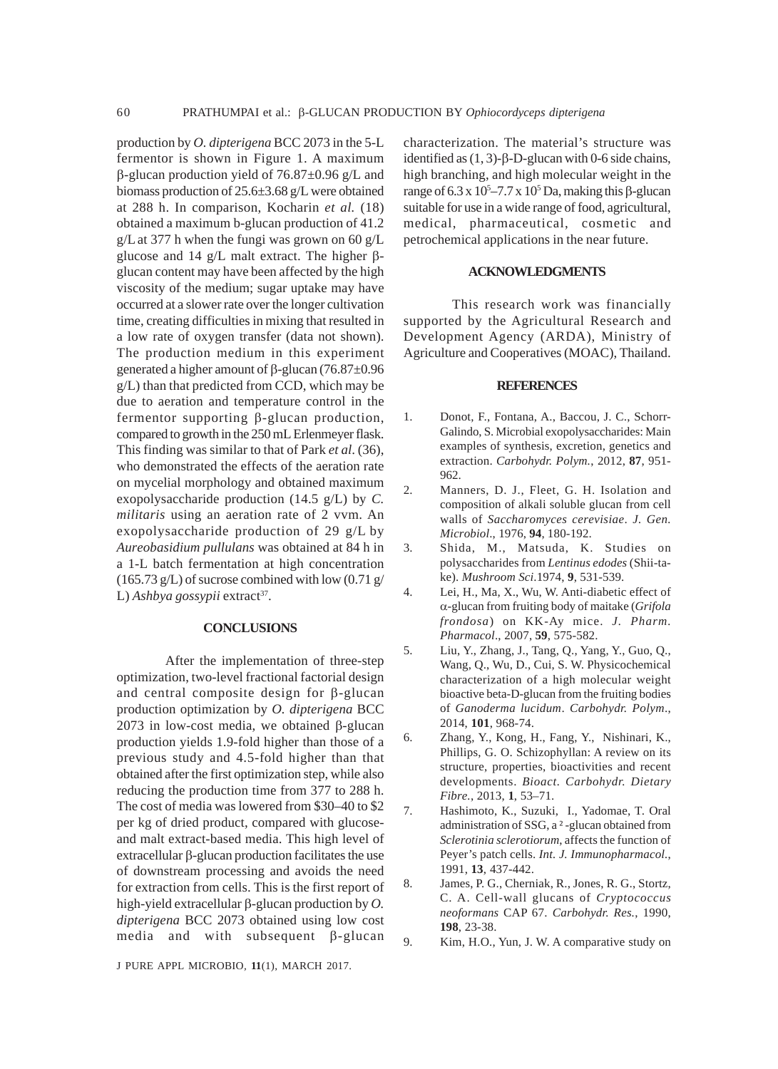production by *O. dipterigena* BCC 2073 in the 5-L fermentor is shown in Figure 1. A maximum β-glucan production yield of 76.87±0.96 g/L and biomass production of 25.6±3.68 g/L were obtained at 288 h. In comparison, Kocharin *et al.* (18) obtained a maximum b-glucan production of 41.2 g/L at 377 h when the fungi was grown on 60 g/L glucose and 14 g/L malt extract. The higher β-glucan content may have been affected by the high viscosity of the medium; sugar uptake may have occurred at a slower rate over the longer cultivation time, creating difficulties in mixing that resulted in a low rate of oxygen transfer (data not shown). The production medium in this experiment generated a higher amount of β-glucan (76.87±0.96 g/L) than that predicted from CCD, which may be due to aeration and temperature control in the fermentor supporting β-glucan production, compared to growth in the 250 mL Erlenmeyer flask. This finding was similar to that of Park *et al.* (36), who demonstrated the effects of the aeration rate on mycelial morphology and obtained maximum exopolysaccharide production (14.5 g/L) by *C. militaris* using an aeration rate of 2 vvm. An exopolysaccharide production of 29 g/L by *Aureobasidium pullulans* was obtained at 84 h in a 1-L batch fermentation at high concentration (165.73 g/L) of sucrose combined with low (0.71 g/L) *Ashbya gossypii* extract[37].

## CONCLUSIONS

After the implementation of three-step optimization, two-level fractional factorial design and central composite design for β-glucan production optimization by *O. dipterigena* BCC 2073 in low-cost media, we obtained β-glucan production yields 1.9-fold higher than those of a previous study and 4.5-fold higher than that obtained after the first optimization step, while also reducing the production time from 377 to 288 h. The cost of media was lowered from \$30–40 to \$2 per kg of dried product, compared with glucose- and malt extract-based media. This high level of extracellular β-glucan production facilitates the use of downstream processing and avoids the need for extraction from cells. This is the first report of high-yield extracellular β-glucan production by *O. dipterigena* BCC 2073 obtained using low cost media and with subsequent β-glucan characterization. The material's structure was identified as (1, 3)-β-D-glucan with 0-6 side chains, high branching, and high molecular weight in the range of $6.3 \times 10^5$–$7.7 \times 10^5$ Da, making this β-glucan suitable for use in a wide range of food, agricultural, medical, pharmaceutical, cosmetic and petrochemical applications in the near future.

## ACKNOWLEDGMENTS

This research work was financially supported by the Agricultural Research and Development Agency (ARDA), Ministry of Agriculture and Cooperatives (MOAC), Thailand.

## REFERENCES

1. Donot, F., Fontana, A., Baccou, J. C., Schorr-Galindo, S. Microbial exopolysaccharides: Main examples of synthesis, excretion, genetics and extraction. *Carbohydr. Polym.*, 2012, **87**, 951-962.
2. Manners, D. J., Fleet, G. H. Isolation and composition of alkali soluble glucan from cell walls of *Saccharomyces cerevisiae*. *J. Gen. Microbiol.*, 1976, **94**, 180-192.
3. Shida, M., Matsuda, K. Studies on polysaccharides from *Lentinus edodes* (Shii-ta-ke). *Mushroom Sci*.1974, **9**, 531-539.
4. Lei, H., Ma, X., Wu, W. Anti-diabetic effect of α-glucan from fruiting body of maitake (*Grifola frondosa*) on KK-Ay mice. *J. Pharm. Pharmacol.*, 2007, **59**, 575-582.
5. Liu, Y., Zhang, J., Tang, Q., Yang, Y., Guo, Q., Wang, Q., Wu, D., Cui, S. W. Physicochemical characterization of a high molecular weight bioactive beta-D-glucan from the fruiting bodies of *Ganoderma lucidum*. *Carbohydr. Polym.*, 2014, **101**, 968-74.
6. Zhang, Y., Kong, H., Fang, Y., Nishinari, K., Phillips, G. O. Schizophyllan: A review on its structure, properties, bioactivities and recent developments. *Bioact. Carbohydr. Dietary Fibre.*, 2013, **1**, 53–71.
7. Hashimoto, K., Suzuki, I., Yadomae, T. Oral administration of SSG, a ²-glucan obtained from *Sclerotinia sclerotiorum*, affects the function of Peyer's patch cells. *Int. J. Immunopharmacol.*, 1991, **13**, 437-442.
8. James, P. G., Cherniak, R., Jones, R. G., Stortz, C. A. Cell-wall glucans of *Cryptococcus neoformans* CAP 67. *Carbohydr. Res.*, 1990, **198**, 23-38.
9. Kim, H.O., Yun, J. W. A comparative study on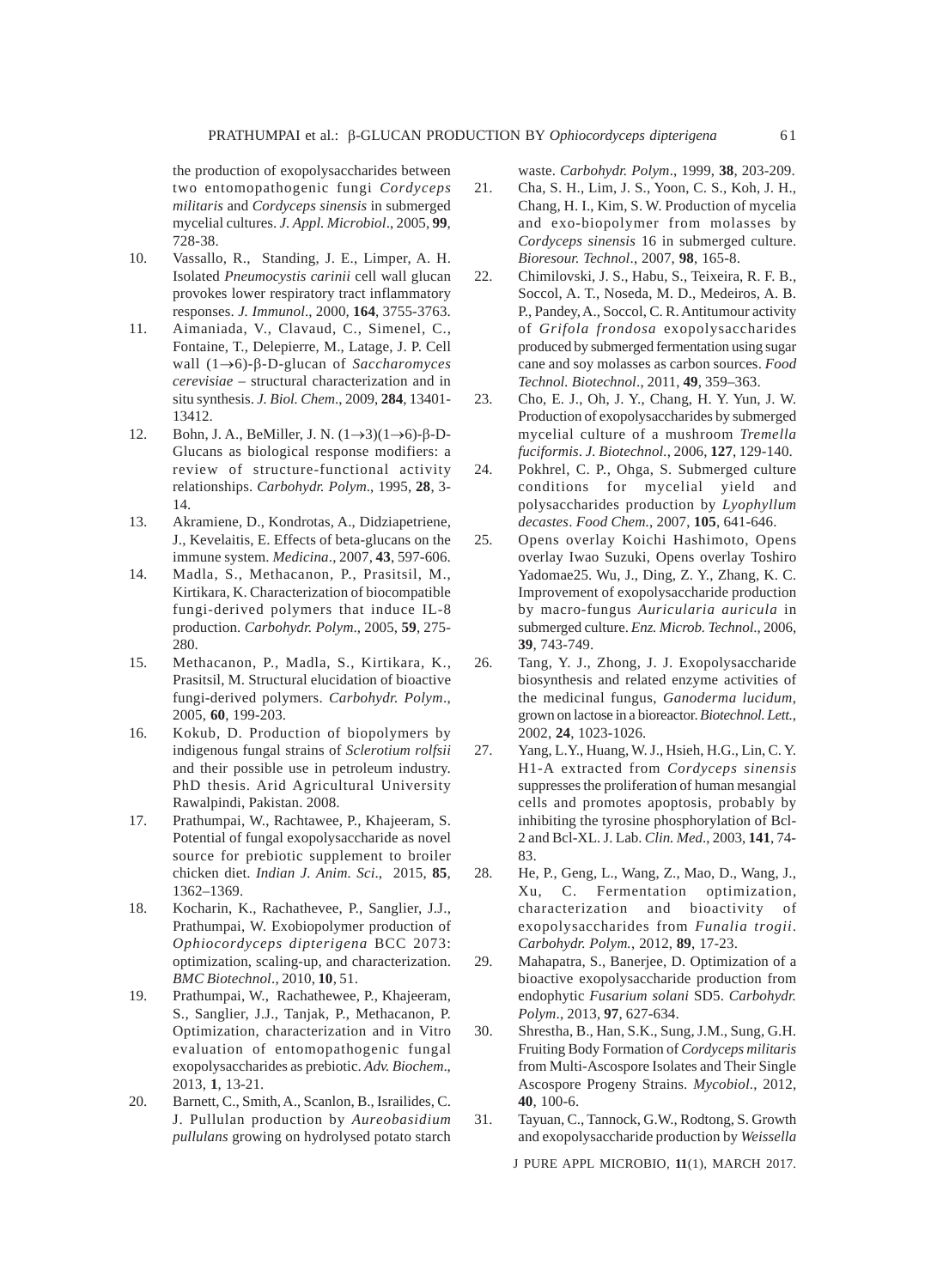the production of exopolysaccharides between two entomopathogenic fungi *Cordyceps militaris* and *Cordyceps sinensis* in submerged mycelial cultures. *J. Appl. Microbiol*., 2005, **99**, 728-38.

10. Vassallo, R., Standing, J. E., Limper, A. H. Isolated *Pneumocystis carinii* cell wall glucan provokes lower respiratory tract inflammatory responses. *J. Immunol*., 2000, **164**, 3755-3763.
11. Aimaniada, V., Clavaud, C., Simenel, C., Fontaine, T., Delepierre, M., Latage, J. P. Cell wall $(1\rightarrow6)$-β-D-glucan of *Saccharomyces cerevisiae* – structural characterization and in situ synthesis. *J. Biol. Chem*., 2009, **284**, 13401-13412.
12. Bohn, J. A., BeMiller, J. N. $(1\rightarrow3)(1\rightarrow6)$-β-D-Glucans as biological response modifiers: a review of structure-functional activity relationships. *Carbohydr. Polym*., 1995, **28**, 3-14.
13. Akramiene, D., Kondrotas, A., Didziapetriene, J., Kevelaitis, E. Effects of beta-glucans on the immune system. *Medicina*., 2007, **43**, 597-606.
14. Madla, S., Methacanon, P., Prasitsil, M., Kirtikara, K. Characterization of biocompatible fungi-derived polymers that induce IL-8 production. *Carbohydr. Polym*., 2005, **59**, 275-280.
15. Methacanon, P., Madla, S., Kirtikara, K., Prasitsil, M. Structural elucidation of bioactive fungi-derived polymers. *Carbohydr. Polym*., 2005, **60**, 199-203.
16. Kokub, D. Production of biopolymers by indigenous fungal strains of *Sclerotium rolfsii* and their possible use in petroleum industry. PhD thesis. Arid Agricultural University Rawalpindi, Pakistan. 2008.
17. Prathumpai, W., Rachtawee, P., Khajeeram, S. Potential of fungal exopolysaccharide as novel source for prebiotic supplement to broiler chicken diet. *Indian J. Anim. Sci*., 2015, **85**, 1362–1369.
18. Kocharin, K., Rachathevee, P., Sanglier, J.J., Prathumpai, W. Exobiopolymer production of *Ophiocordyceps dipterigena* BCC 2073: optimization, scaling-up, and characterization. *BMC Biotechnol*., 2010, **10**, 51.
19. Prathumpai, W., Rachathewee, P., Khajeeram, S., Sanglier, J.J., Tanjak, P., Methacanon, P. Optimization, characterization and in Vitro evaluation of entomopathogenic fungal exopolysaccharides as prebiotic. *Adv. Biochem*., 2013, **1**, 13-21.
20. Barnett, C., Smith, A., Scanlon, B., Israilides, C. J. Pullulan production by *Aureobasidium pullulans* growing on hydrolysed potato starch waste. *Carbohydr. Polym*., 1999, **38**, 203-209.
21. Cha, S. H., Lim, J. S., Yoon, C. S., Koh, J. H., Chang, H. I., Kim, S. W. Production of mycelia and exo-biopolymer from molasses by *Cordyceps sinensis* 16 in submerged culture. *Bioresour. Technol*., 2007, **98**, 165-8.
22. Chimilovski, J. S., Habu, S., Teixeira, R. F. B., Soccol, A. T., Noseda, M. D., Medeiros, A. B. P., Pandey, A., Soccol, C. R. Antitumour activity of *Grifola frondosa* exopolysaccharides produced by submerged fermentation using sugar cane and soy molasses as carbon sources. *Food Technol. Biotechnol*., 2011, **49**, 359–363.
23. Cho, E. J., Oh, J. Y., Chang, H. Y. Yun, J. W. Production of exopolysaccharides by submerged mycelial culture of a mushroom *Tremella fuciformis*. *J. Biotechnol.*, 2006, **127**, 129-140.
24. Pokhrel, C. P., Ohga, S. Submerged culture conditions for mycelial yield and polysaccharides production by *Lyophyllum decastes*. *Food Chem.*, 2007, **105**, 641-646.
25. Opens overlay Koichi Hashimoto, Opens overlay Iwao Suzuki, Opens overlay Toshiro Yadomae25. Wu, J., Ding, Z. Y., Zhang, K. C. Improvement of exopolysaccharide production by macro-fungus *Auricularia auricula* in submerged culture. *Enz. Microb. Technol*., 2006, **39**, 743-749.
26. Tang, Y. J., Zhong, J. J. Exopolysaccharide biosynthesis and related enzyme activities of the medicinal fungus, *Ganoderma lucidum*, grown on lactose in a bioreactor. *Biotechnol. Lett.*, 2002, **24**, 1023-1026.
27. Yang, L.Y., Huang, W. J., Hsieh, H.G., Lin, C. Y. H1-A extracted from *Cordyceps sinensis* suppresses the proliferation of human mesangial cells and promotes apoptosis, probably by inhibiting the tyrosine phosphorylation of Bcl-2 and Bcl-XL. J. Lab. *Clin. Med*., 2003, **141**, 74-83.
28. He, P., Geng, L., Wang, Z., Mao, D., Wang, J., Xu, C. Fermentation optimization, characterization and bioactivity of exopolysaccharides from *Funalia trogii*. *Carbohydr. Polym.*, 2012, **89**, 17-23.
29. Mahapatra, S., Banerjee, D. Optimization of a bioactive exopolysaccharide production from endophytic *Fusarium solani* SD5. *Carbohydr. Polym*., 2013, **97**, 627-634.
30. Shrestha, B., Han, S.K., Sung, J.M., Sung, G.H. Fruiting Body Formation of *Cordyceps militaris* from Multi-Ascospore Isolates and Their Single Ascospore Progeny Strains. *Mycobiol*., 2012, **40**, 100-6.
31. Tayuan, C., Tannock, G.W., Rodtong, S. Growth and exopolysaccharide production by *Weissella*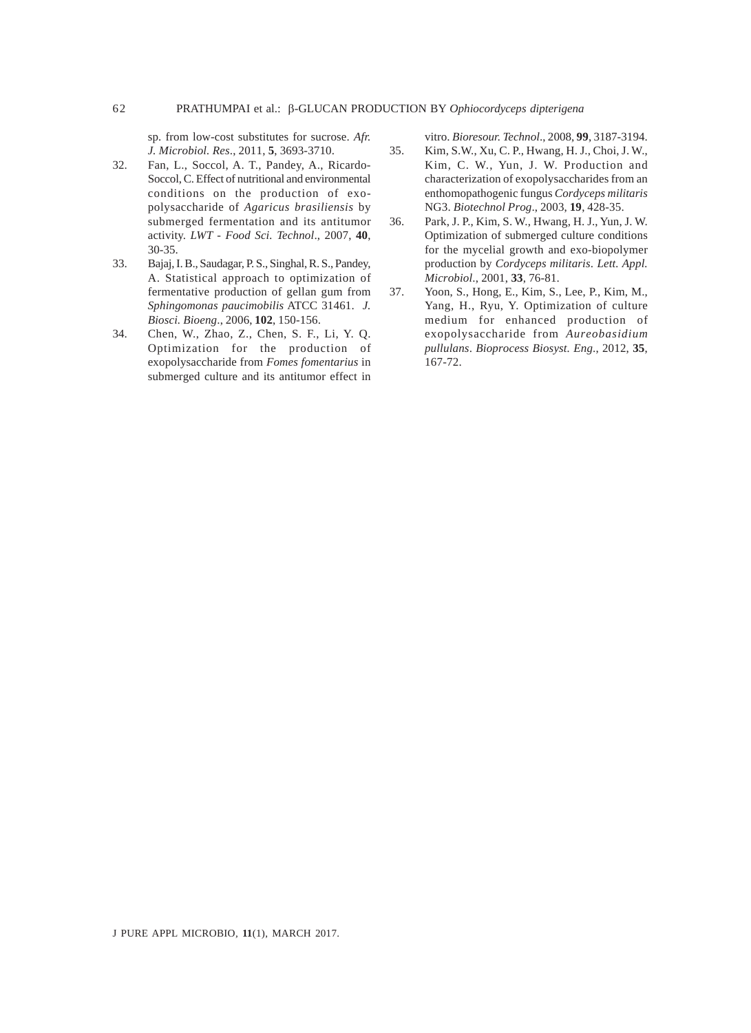sp. from low-cost substitutes for sucrose. *Afr. J. Microbiol. Res*., 2011, **5**, 3693-3710.

32. Fan, L., Soccol, A. T., Pandey, A., Ricardo-Soccol, C. Effect of nutritional and environmental conditions on the production of exo-polysaccharide of *Agaricus brasiliensis* by submerged fermentation and its antitumor activity. *LWT - Food Sci. Technol*., 2007, **40**, 30-35.
33. Bajaj, I. B., Saudagar, P. S., Singhal, R. S., Pandey, A. Statistical approach to optimization of fermentative production of gellan gum from *Sphingomonas paucimobilis* ATCC 31461. *J. Biosci. Bioeng*., 2006, **102**, 150-156.
34. Chen, W., Zhao, Z., Chen, S. F., Li, Y. Q. Optimization for the production of exopolysaccharide from *Fomes fomentarius* in submerged culture and its antitumor effect in vitro. *Bioresour. Technol*., 2008, **99**, 3187-3194.
35. Kim, S.W., Xu, C. P., Hwang, H. J., Choi, J. W., Kim, C. W., Yun, J. W. Production and characterization of exopolysaccharides from an enthomopathogenic fungus *Cordyceps militaris* NG3. *Biotechnol Prog*., 2003, **19**, 428-35.
36. Park, J. P., Kim, S. W., Hwang, H. J., Yun, J. W. Optimization of submerged culture conditions for the mycelial growth and exo-biopolymer production by *Cordyceps militaris*. *Lett. Appl. Microbiol*., 2001, **33**, 76-81.
37. Yoon, S., Hong, E., Kim, S., Lee, P., Kim, M., Yang, H., Ryu, Y. Optimization of culture medium for enhanced production of exopolysaccharide from *Aureobasidium pullulans*. *Bioprocess Biosyst. Eng*., 2012, **35**, 167-72.